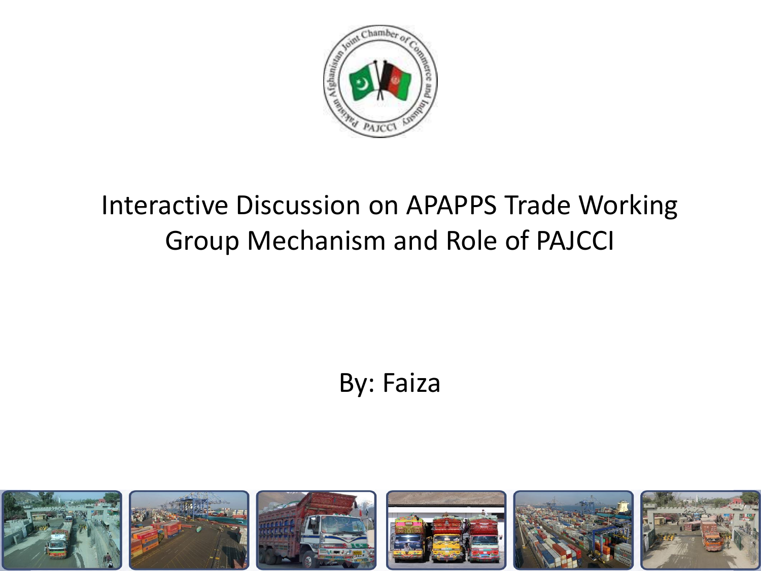# Interactive Discussion on APAPPS Trade Working Group Mechanism and Role of PAJCCI

By: Faiza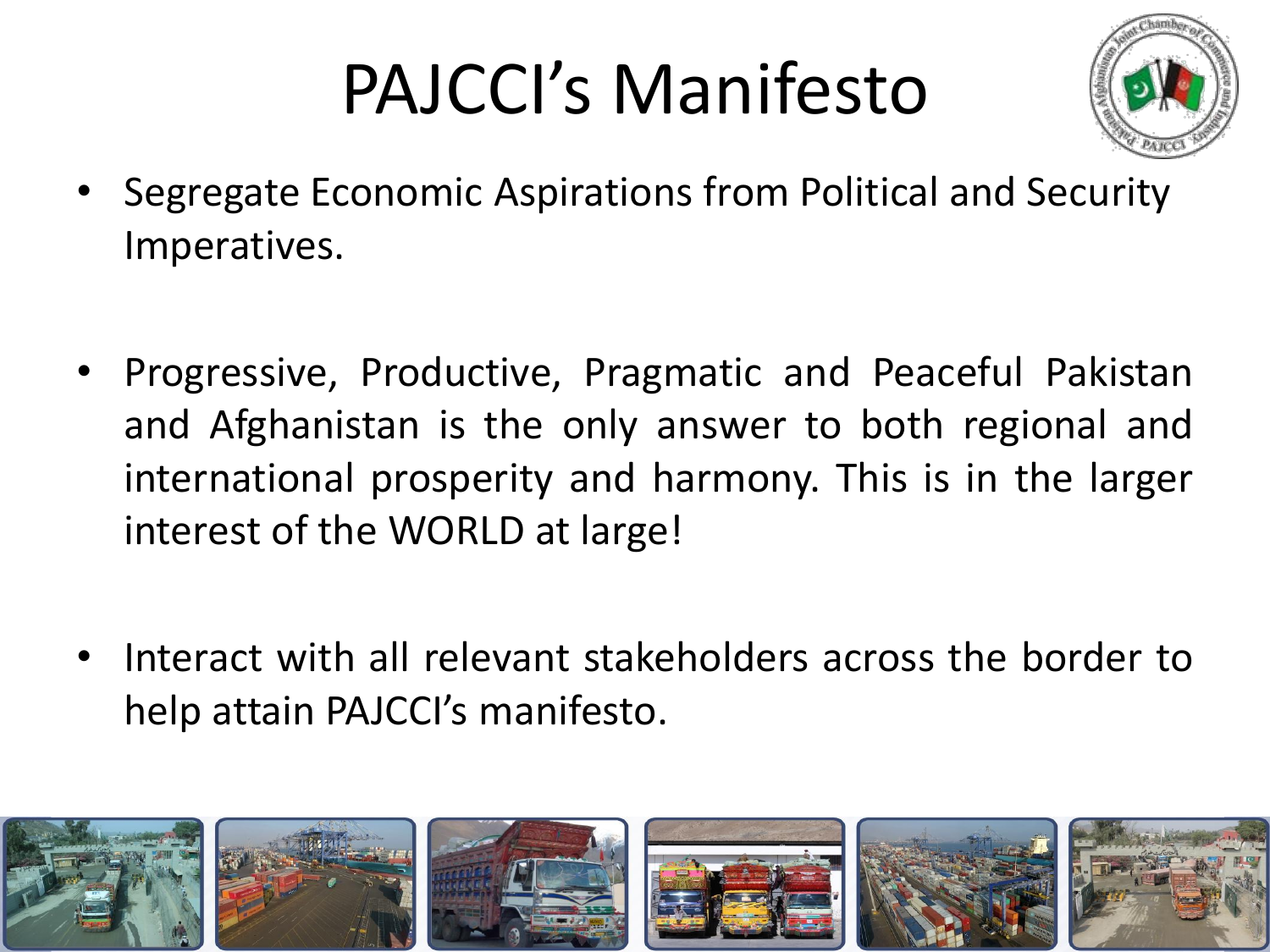# PAJCCI's Manifesto

- Segregate Economic Aspirations from Political and Security Imperatives.

- Progressive, Productive, Pragmatic and Peaceful Pakistan and Afghanistan is the only answer to both regional and international prosperity and harmony. This is in the larger interest of the WORLD at large!

- Interact with all relevant stakeholders across the border to help attain PAJCCI's manifesto.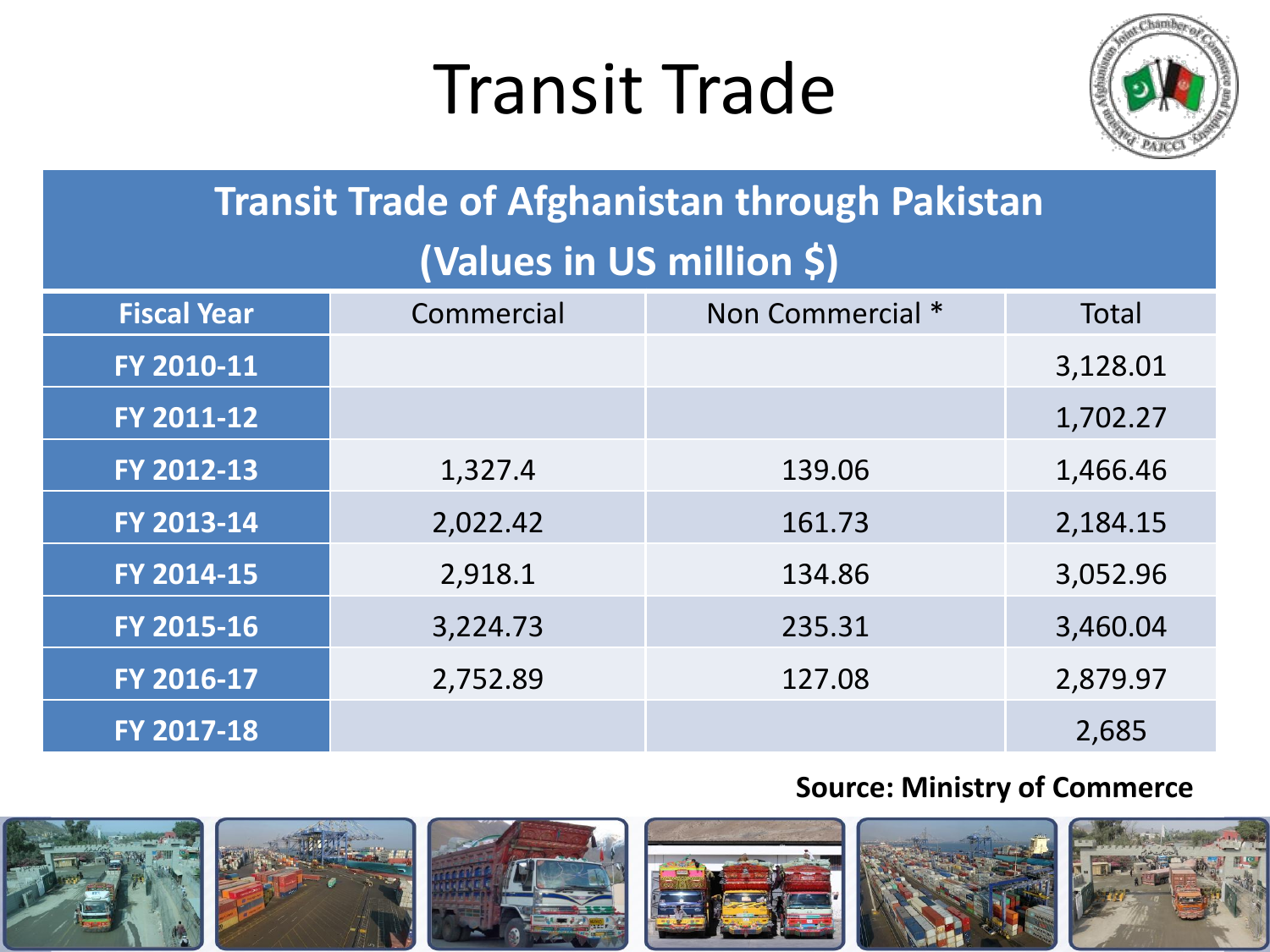# Transit Trade

| Transit Trade of Afghanistan through Pakistan (Values in US million $) | | | |
|---|---|---|---|
| Fiscal Year | Commercial | Non Commercial * | Total |
| FY 2010-11 | | | 3,128.01 |
| FY 2011-12 | | | 1,702.27 |
| FY 2012-13 | 1,327.4 | 139.06 | 1,466.46 |
| FY 2013-14 | 2,022.42 | 161.73 | 2,184.15 |
| FY 2014-15 | 2,918.1 | 134.86 | 3,052.96 |
| FY 2015-16 | 3,224.73 | 235.31 | 3,460.04 |
| FY 2016-17 | 2,752.89 | 127.08 | 2,879.97 |
| FY 2017-18 | | | 2,685 |

**Source: Ministry of Commerce**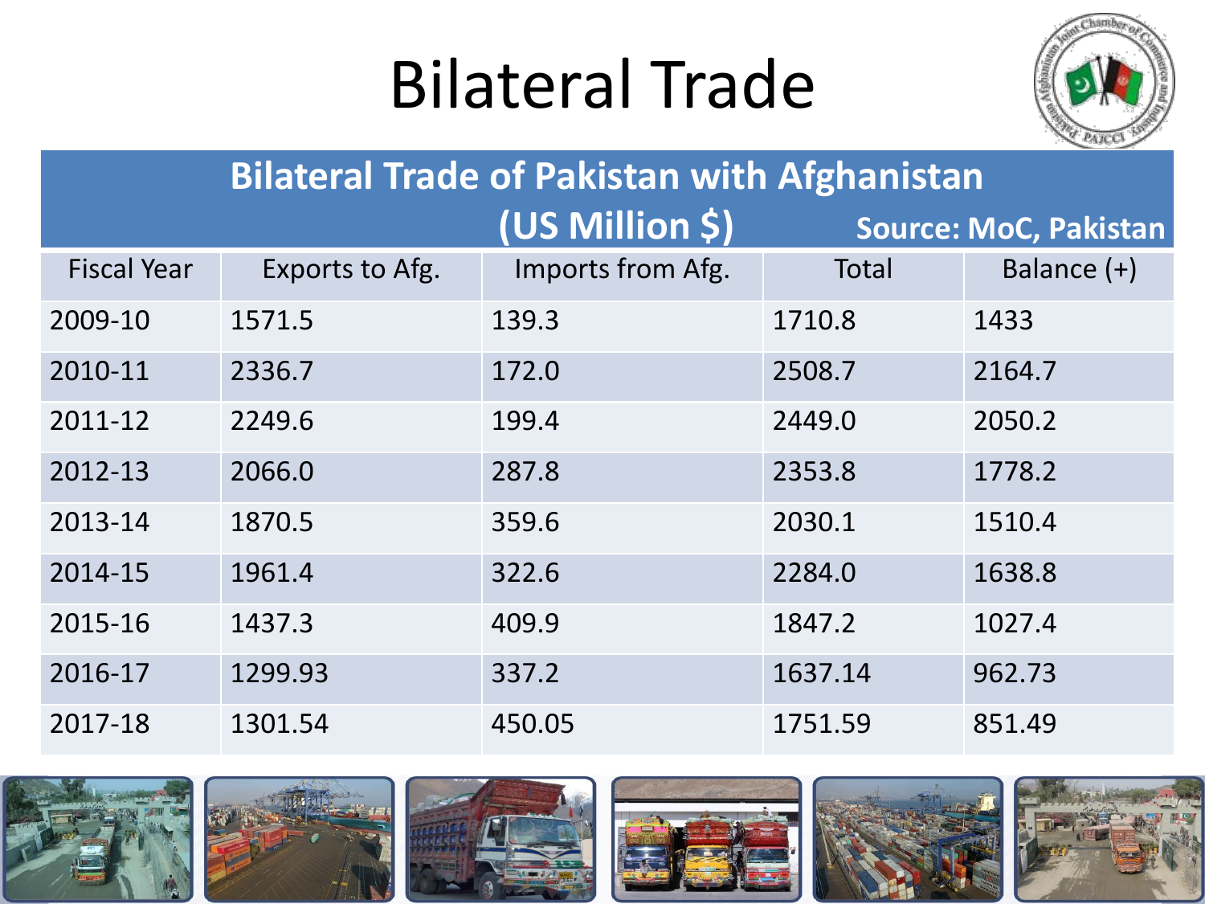# Bilateral Trade

## Bilateral Trade of Pakistan with Afghanistan (US Million $)

Source: MoC, Pakistan

| Fiscal Year | Exports to Afg. | Imports from Afg. | Total | Balance (+) |
|---|---|---|---|---|
| 2009-10 | 1571.5 | 139.3 | 1710.8 | 1433 |
| 2010-11 | 2336.7 | 172.0 | 2508.7 | 2164.7 |
| 2011-12 | 2249.6 | 199.4 | 2449.0 | 2050.2 |
| 2012-13 | 2066.0 | 287.8 | 2353.8 | 1778.2 |
| 2013-14 | 1870.5 | 359.6 | 2030.1 | 1510.4 |
| 2014-15 | 1961.4 | 322.6 | 2284.0 | 1638.8 |
| 2015-16 | 1437.3 | 409.9 | 1847.2 | 1027.4 |
| 2016-17 | 1299.93 | 337.2 | 1637.14 | 962.73 |
| 2017-18 | 1301.54 | 450.05 | 1751.59 | 851.49 |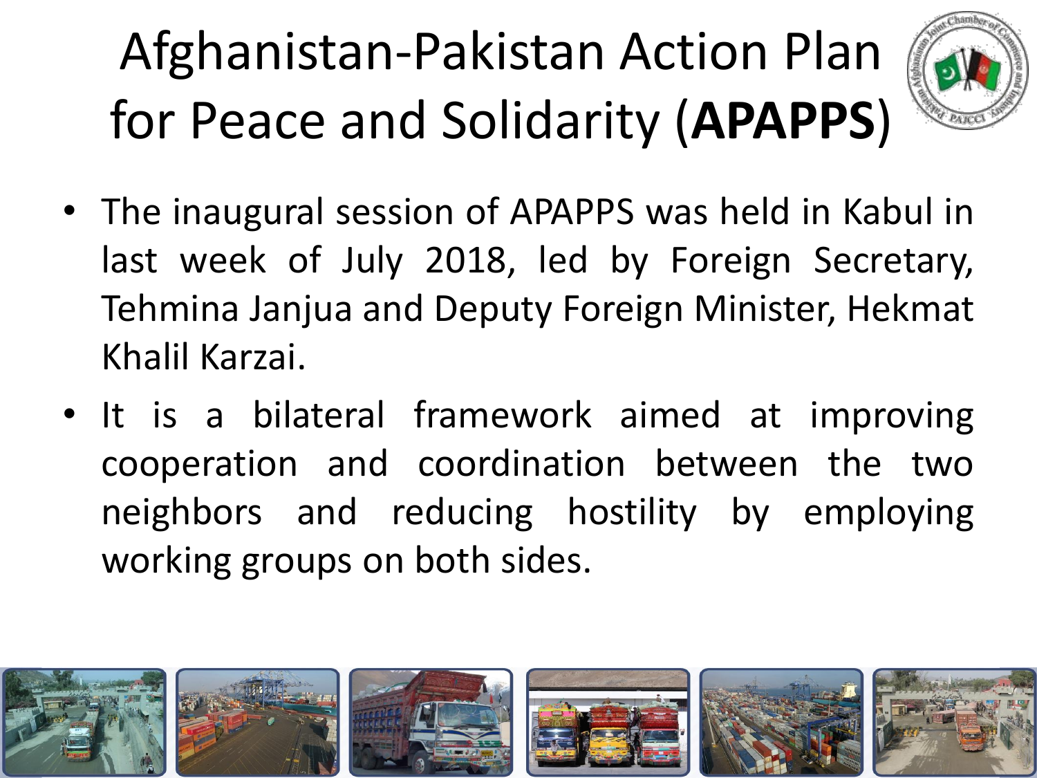# Afghanistan-Pakistan Action Plan for Peace and Solidarity (**APAPPS**)

- The inaugural session of APAPPS was held in Kabul in last week of July 2018, led by Foreign Secretary, Tehmina Janjua and Deputy Foreign Minister, Hekmat Khalil Karzai.
- It is a bilateral framework aimed at improving cooperation and coordination between the two neighbors and reducing hostility by employing working groups on both sides.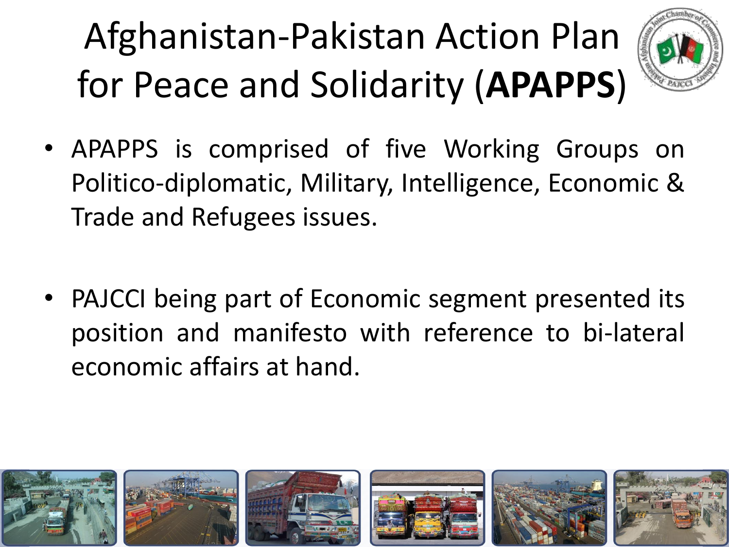# Afghanistan-Pakistan Action Plan for Peace and Solidarity (**APAPPS**)

- APAPPS is comprised of five Working Groups on Politico-diplomatic, Military, Intelligence, Economic & Trade and Refugees issues.

- PAJCCI being part of Economic segment presented its position and manifesto with reference to bi-lateral economic affairs at hand.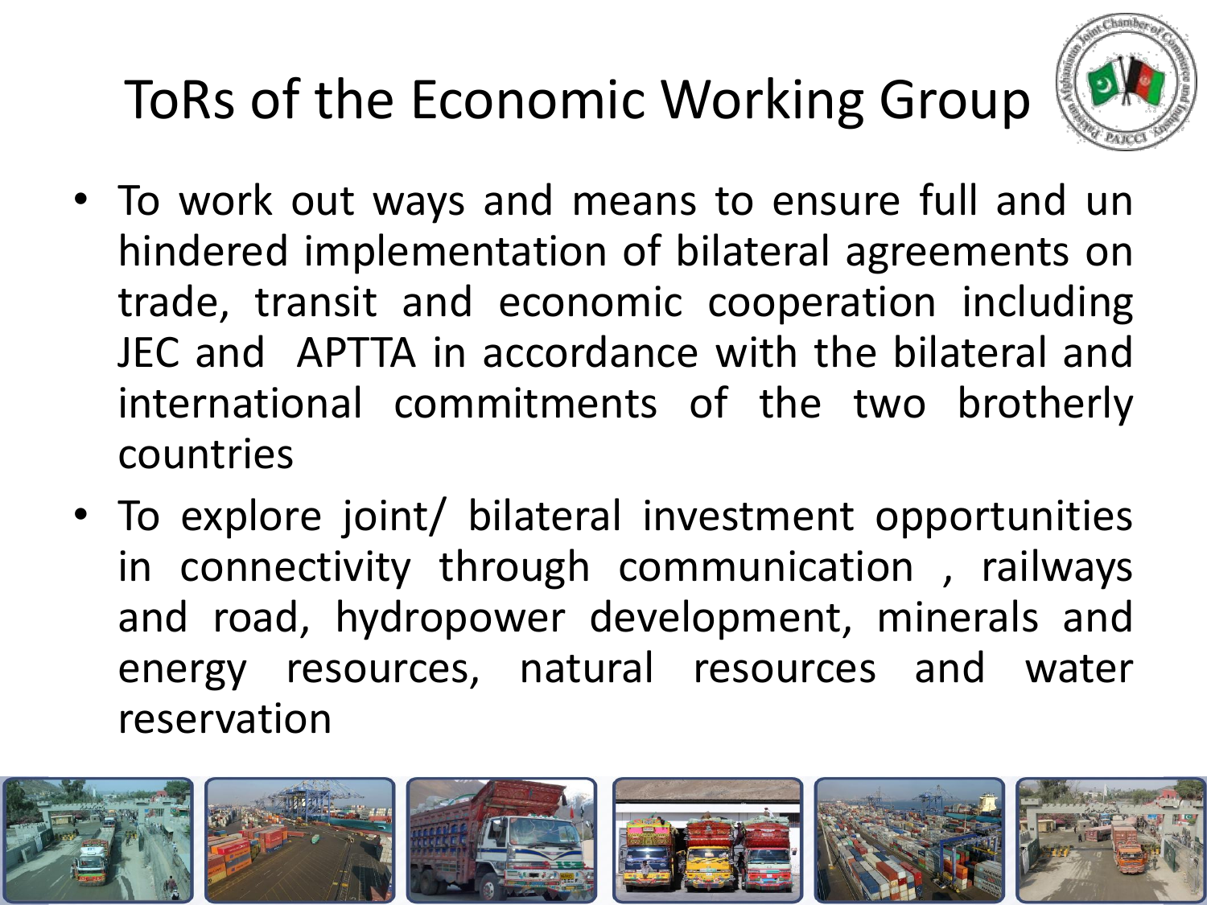# ToRs of the Economic Working Group

- To work out ways and means to ensure full and un hindered implementation of bilateral agreements on trade, transit and economic cooperation including JEC and APTTA in accordance with the bilateral and international commitments of the two brotherly countries
- To explore joint/ bilateral investment opportunities in connectivity through communication , railways and road, hydropower development, minerals and energy resources, natural resources and water reservation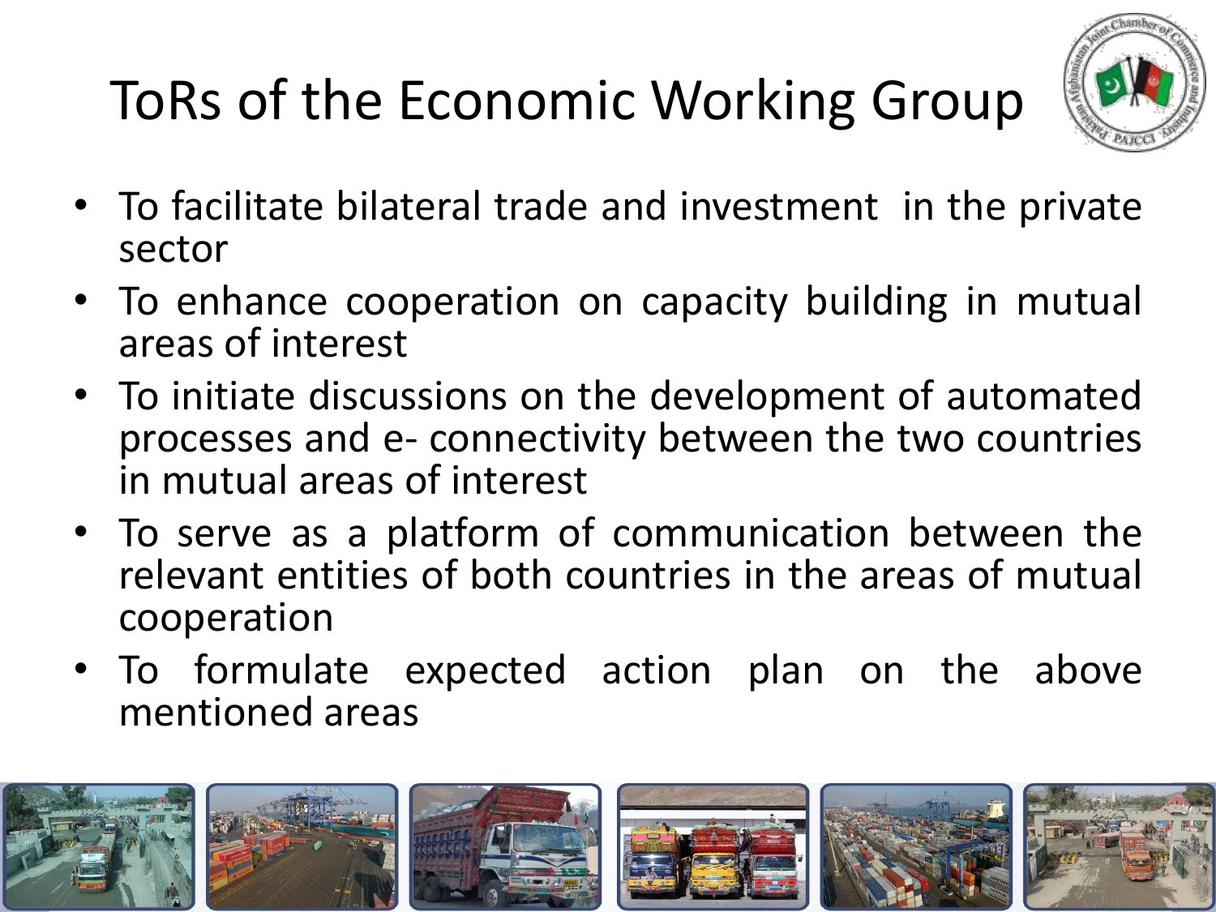# ToRs of the Economic Working Group

- To facilitate bilateral trade and investment in the private sector
- To enhance cooperation on capacity building in mutual areas of interest
- To initiate discussions on the development of automated processes and e- connectivity between the two countries in mutual areas of interest
- To serve as a platform of communication between the relevant entities of both countries in the areas of mutual cooperation
- To formulate expected action plan on the above mentioned areas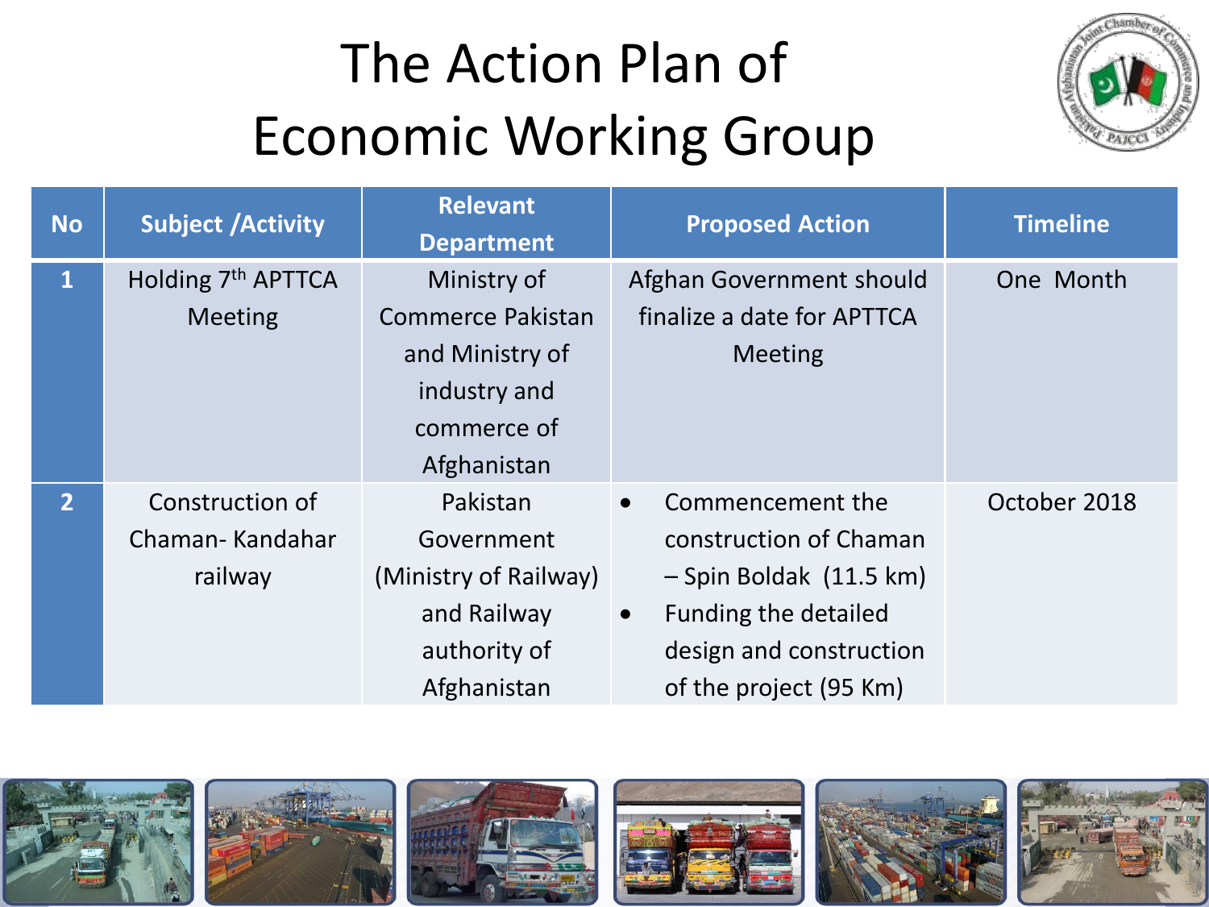# The Action Plan of Economic Working Group

| No | Subject /Activity | Relevant Department | Proposed Action | Timeline |
|---|---|---|---|---|
| 1 | Holding 7th APTTCA Meeting | Ministry of Commerce Pakistan and Ministry of industry and commerce of Afghanistan | Afghan Government should finalize a date for APTTCA Meeting | One Month |
| 2 | Construction of Chaman- Kandahar railway | Pakistan Government (Ministry of Railway) and Railway authority of Afghanistan | • Commencement the construction of Chaman – Spin Boldak (11.5 km)<br>• Funding the detailed design and construction of the project (95 Km) | October 2018 |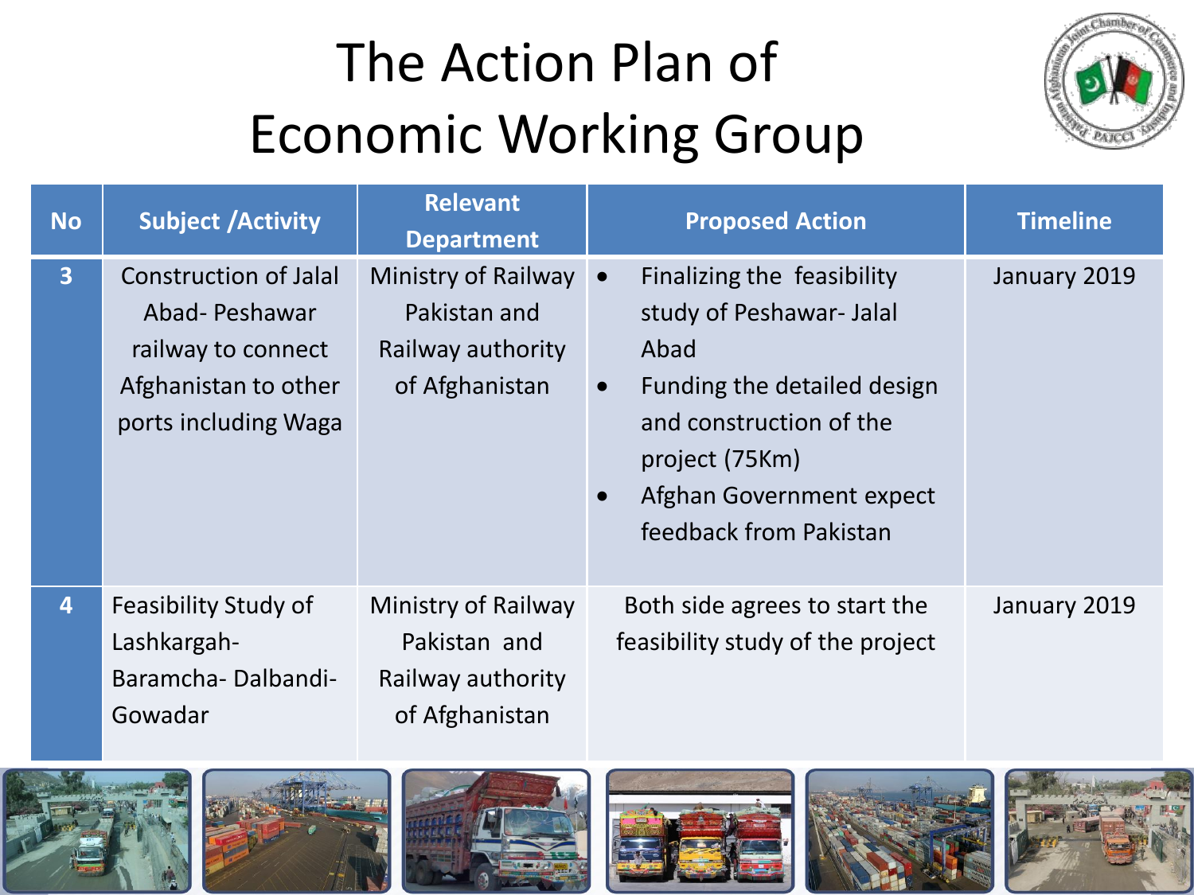# The Action Plan of Economic Working Group

| No | Subject /Activity | Relevant Department | Proposed Action | Timeline |
|---|---|---|---|---|
| 3 | Construction of Jalal Abad- Peshawar railway to connect Afghanistan to other ports including Waga | Ministry of Railway Pakistan and Railway authority of Afghanistan | • Finalizing the feasibility study of Peshawar- Jalal Abad<br>• Funding the detailed design and construction of the project (75Km)<br>• Afghan Government expect feedback from Pakistan | January 2019 |
| 4 | Feasibility Study of Lashkargah- Baramcha- Dalbandi- Gowadar | Ministry of Railway Pakistan and Railway authority of Afghanistan | Both side agrees to start the feasibility study of the project | January 2019 |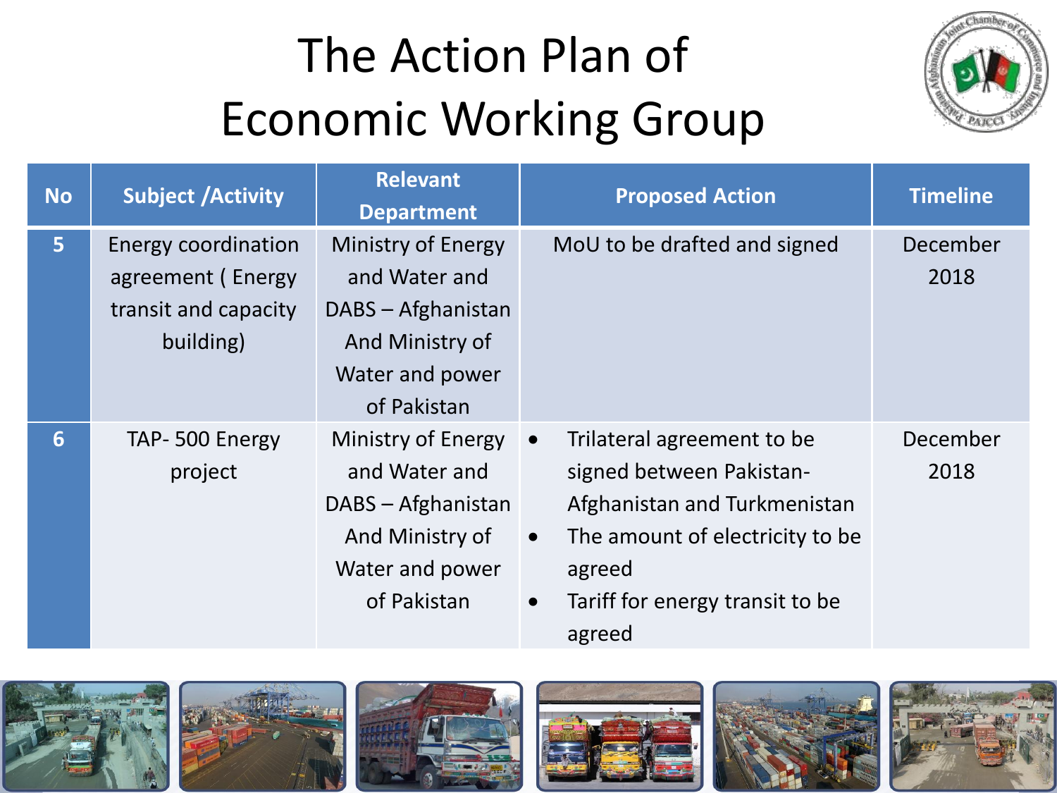# The Action Plan of Economic Working Group

| No | Subject /Activity | Relevant Department | Proposed Action | Timeline |
|---|---|---|---|---|
| 5 | Energy coordination agreement ( Energy transit and capacity building) | Ministry of Energy and Water and DABS – Afghanistan And Ministry of Water and power of Pakistan | MoU to be drafted and signed | December 2018 |
| 6 | TAP- 500 Energy project | Ministry of Energy and Water and DABS – Afghanistan And Ministry of Water and power of Pakistan | • Trilateral agreement to be signed between Pakistan-Afghanistan and Turkmenistan<br>• The amount of electricity to be agreed<br>• Tariff for energy transit to be agreed | December 2018 |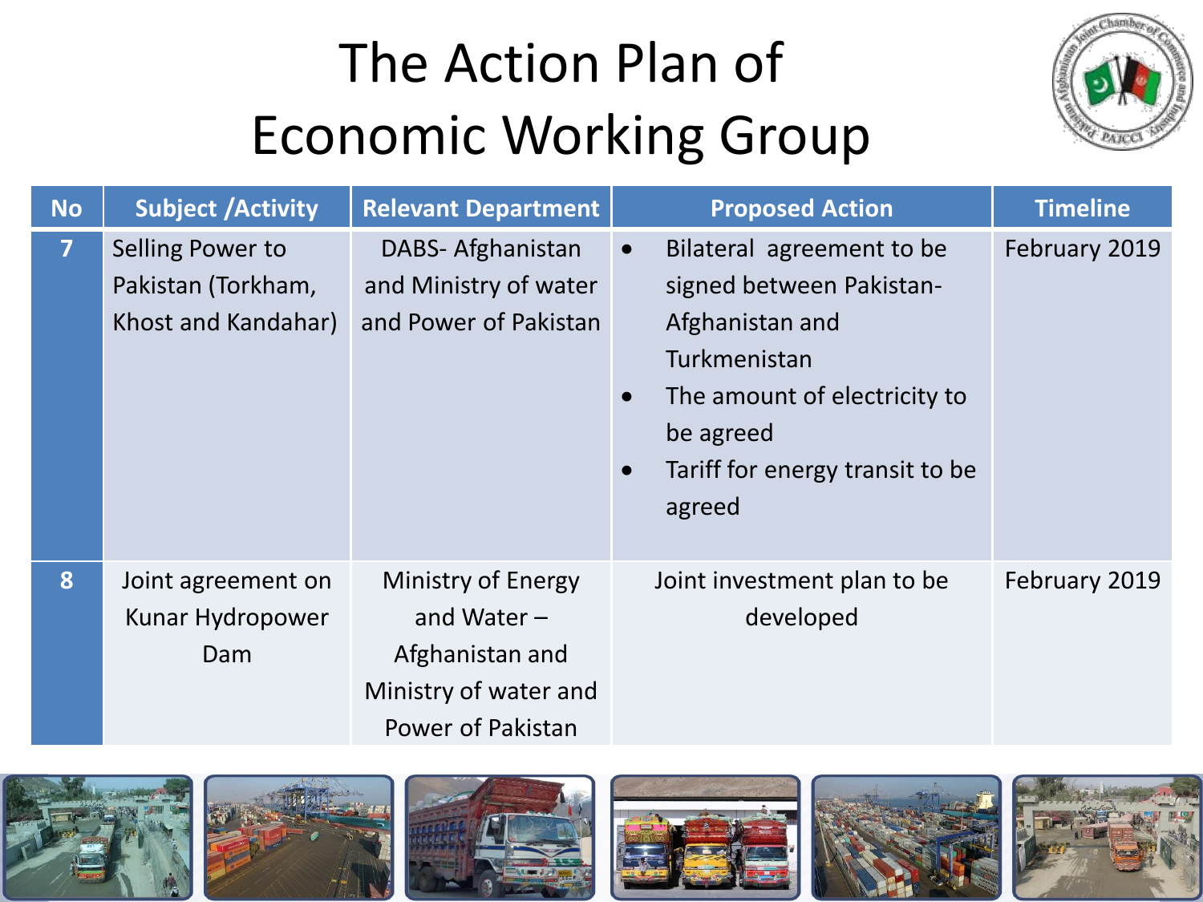# The Action Plan of Economic Working Group

| No | Subject /Activity | Relevant Department | Proposed Action | Timeline |
|---|---|---|---|---|
| 7 | Selling Power to Pakistan (Torkham, Khost and Kandahar) | DABS- Afghanistan and Ministry of water and Power of Pakistan | • Bilateral agreement to be signed between Pakistan-Afghanistan and Turkmenistan<br>• The amount of electricity to be agreed<br>• Tariff for energy transit to be agreed | February 2019 |
| 8 | Joint agreement on Kunar Hydropower Dam | Ministry of Energy and Water – Afghanistan and Ministry of water and Power of Pakistan | Joint investment plan to be developed | February 2019 |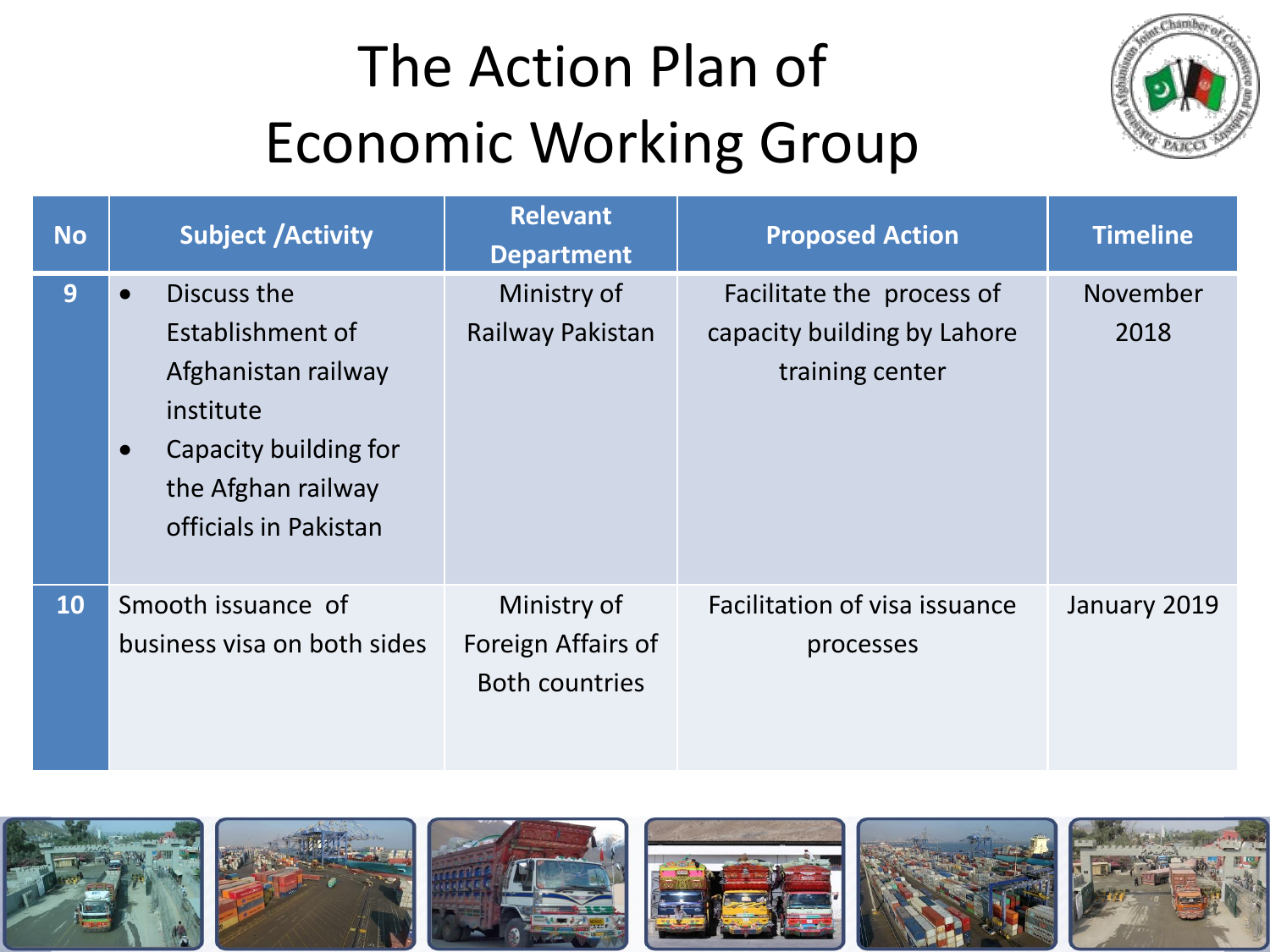# The Action Plan of Economic Working Group

| No | Subject /Activity | Relevant Department | Proposed Action | Timeline |
|---|---|---|---|---|
| 9 | • Discuss the Establishment of Afghanistan railway institute<br>• Capacity building for the Afghan railway officials in Pakistan | Ministry of Railway Pakistan | Facilitate the process of capacity building by Lahore training center | November 2018 |
| 10 | Smooth issuance of business visa on both sides | Ministry of Foreign Affairs of Both countries | Facilitation of visa issuance processes | January 2019 |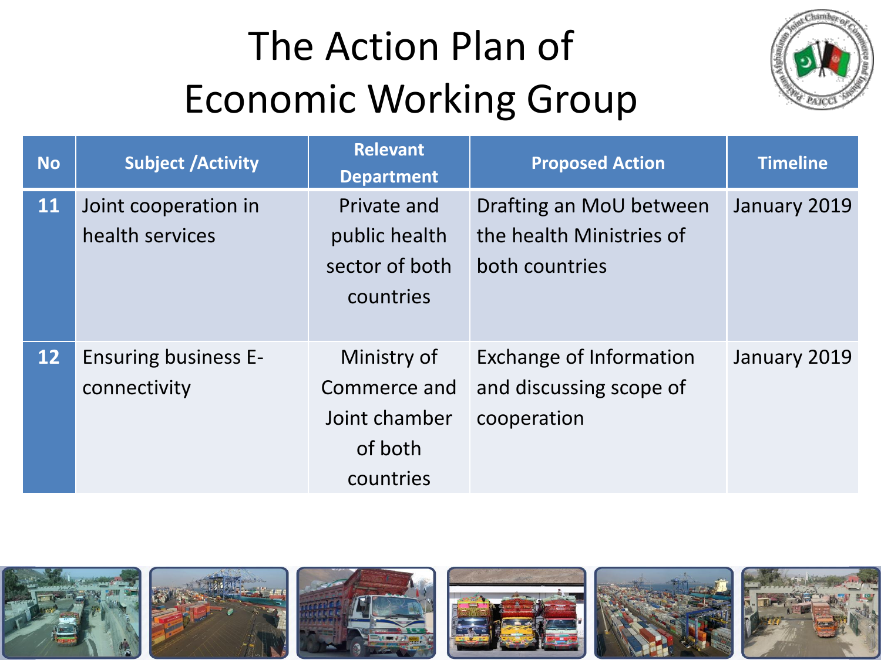# The Action Plan of Economic Working Group

| No | Subject /Activity | Relevant Department | Proposed Action | Timeline |
|---|---|---|---|---|
| 11 | Joint cooperation in health services | Private and public health sector of both countries | Drafting an MoU between the health Ministries of both countries | January 2019 |
| 12 | Ensuring business E-connectivity | Ministry of Commerce and Joint chamber of both countries | Exchange of Information and discussing scope of cooperation | January 2019 |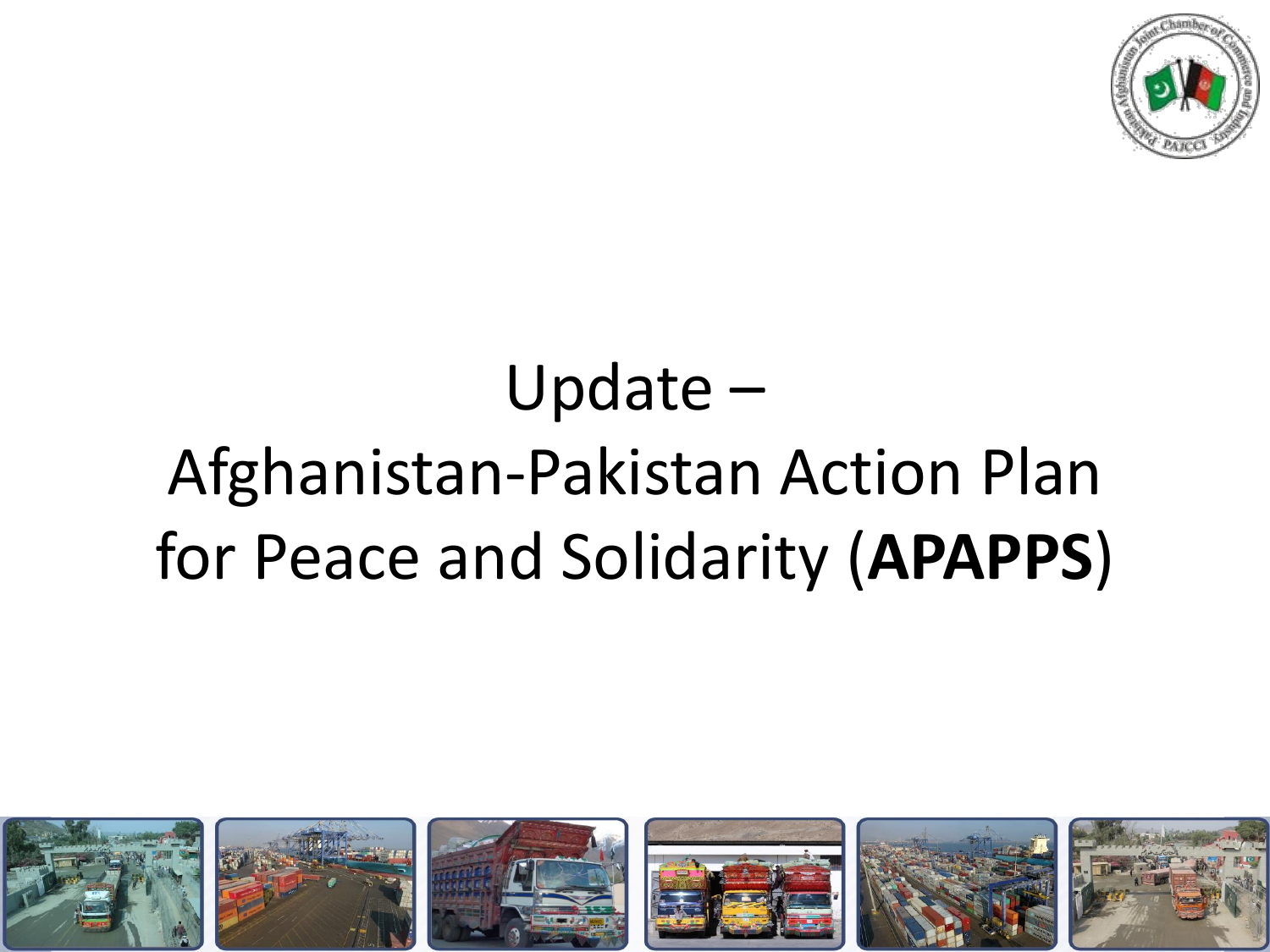# Update –
# Afghanistan-Pakistan Action Plan for Peace and Solidarity (**APAPPS**)